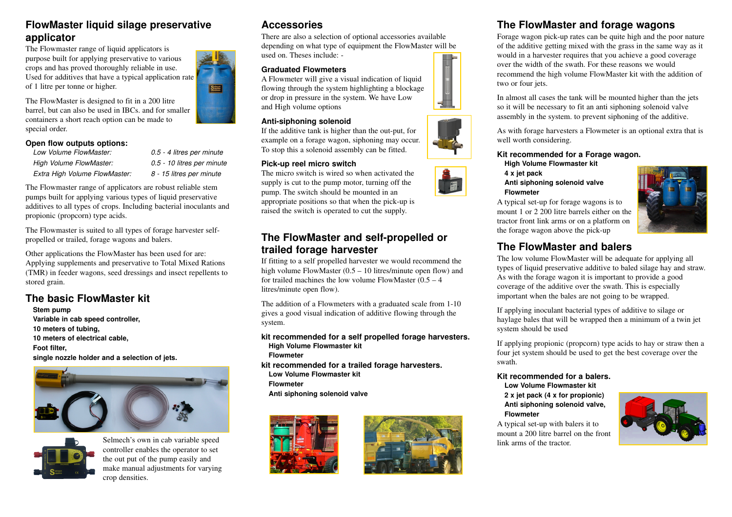## FlowMaster liquid silage preservative applicator

The Flowmaster range of liquid applicators is purpose built for applying preservative to various crops and has proved thoroughly reliable in use. Used for additives that have a typical application rate of 1 litre per tonne or higher.

The FlowMaster is designed to fit in a 200 litre barrel, but can also be used in IBCs. and for smaller containers a short reach option can be made to special order.

### Open flow outputs options:

| | |
|---|---|
| *Low Volume FlowMaster:* | *0.5 - 4 litres per minute* |
| *High Volume FlowMaster:* | *0.5 - 10 litres per minute* |
| *Extra High Volume FlowMaster:* | *8 - 15 litres per minute* |

The Flowmaster range of applicators are robust reliable stem pumps built for applying various types of liquid preservative additives to all types of crops. Including bacterial inoculants and propionic (propcorn) type acids.

The Flowmaster is suited to all types of forage harvester self-propelled or trailed, forage wagons and balers.

Other applications the FlowMaster has been used for are: Applying supplements and preservative to Total Mixed Rations (TMR) in feeder wagons, seed dressings and insect repellents to stored grain.

## The basic FlowMaster kit

**Stem pump**
**Variable in cab speed controller,**
**10 meters of tubing,**
**10 meters of electrical cable,**
**Foot filter,**
**single nozzle holder and a selection of jets.**

Selmech's own in cab variable speed controller enables the operator to set the out put of the pump easily and make manual adjustments for varying crop densities.

## Accessories

There are also a selection of optional accessories available depending on what type of equipment the FlowMaster will be used on. Theses include: -

### Graduated Flowmeters

A Flowmeter will give a visual indication of liquid flowing through the system highlighting a blockage or drop in pressure in the system. We have Low and High volume options

### Anti-siphoning solenoid

If the additive tank is higher than the out-put, for example on a forage wagon, siphoning may occur. To stop this a solenoid assembly can be fitted.

### Pick-up reel micro switch

The micro switch is wired so when activated the supply is cut to the pump motor, turning off the pump. The switch should be mounted in an appropriate positions so that when the pick-up is raised the switch is operated to cut the supply.

## The FlowMaster and self-propelled or trailed forage harvester

If fitting to a self propelled harvester we would recommend the high volume FlowMaster (0.5 – 10 litres/minute open flow) and for trailed machines the low volume FlowMaster (0.5 – 4 litres/minute open flow).

The addition of a Flowmeters with a graduated scale from 1-10 gives a good visual indication of additive flowing through the system.

### kit recommended for a self propelled forage harvesters.

**High Volume Flowmaster kit**
**Flowmeter**

### kit recommended for a trailed forage harvesters.

**Low Volume Flowmaster kit**
**Flowmeter**
**Anti siphoning solenoid valve**

## The FlowMaster and forage wagons

Forage wagon pick-up rates can be quite high and the poor nature of the additive getting mixed with the grass in the same way as it would in a harvester requires that you achieve a good coverage over the width of the swath. For these reasons we would recommend the high volume FlowMaster kit with the addition of two or four jets.

In almost all cases the tank will be mounted higher than the jets so it will be necessary to fit an anti siphoning solenoid valve assembly in the system. to prevent siphoning of the additive.

As with forage harvesters a Flowmeter is an optional extra that is well worth considering.

### Kit recommended for a Forage wagon.

**High Volume Flowmaster kit**
**4 x jet pack**
**Anti siphoning solenoid valve**
**Flowmeter**

A typical set-up for forage wagons is to mount 1 or 2 200 litre barrels either on the tractor front link arms or on a platform on the forage wagon above the pick-up

## The FlowMaster and balers

The low volume FlowMaster will be adequate for applying all types of liquid preservative additive to baled silage hay and straw. As with the forage wagon it is important to provide a good coverage of the additive over the swath. This is especially important when the bales are not going to be wrapped.

If applying inoculant bacterial types of additive to silage or haylage bales that will be wrapped then a minimum of a twin jet system should be used

If applying propionic (propcorn) type acids to hay or straw then a four jet system should be used to get the best coverage over the swath.

### Kit recommended for a balers.

**Low Volume Flowmaster kit**
**2 x jet pack (4 x for propionic)**
**Anti siphoning solenoid valve,**
**Flowmeter**

A typical set-up with balers it to mount a 200 litre barrel on the front link arms of the tractor.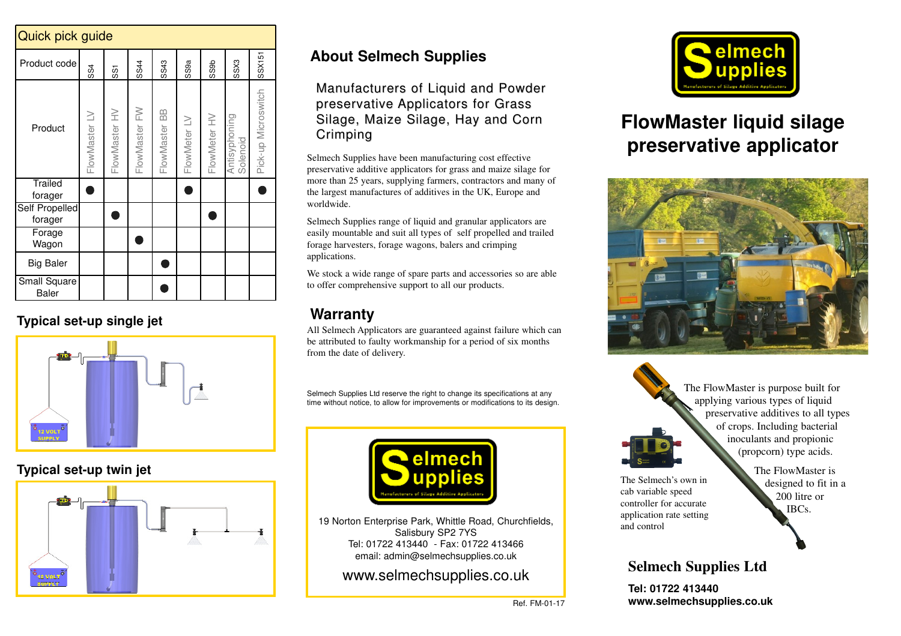## Quick pick guide

| Product code | SS4 | SS1 | SS44 | SS43 | SS9a | SS9b | SSX3 | SSX151 |
|---|---|---|---|---|---|---|---|---|
| Product | FlowMaster LV | FlowMaster HV | FlowMaster FW | FlowMaster BB | FlowMeter LV | FlowMeter HV | Antisyphoning Solenoid | Pick-up Microswitch |
| Trailed forager | ● | | | | ● | | | ● |
| Self Propelled forager | | ● | | | | ● | | |
| Forage Wagon | | | ● | | | | | |
| Big Baler | | | | ● | | | | |
| Small Square Baler | | | | ● | | | | |

## Typical set-up single jet

12 VOLT SUPPLY

## Typical set-up twin jet

12 VOLT SUPPLY

## About Selmech Supplies

Manufacturers of Liquid and Powder preservative Applicators for Grass Silage, Maize Silage, Hay and Corn Crimping

Selmech Supplies have been manufacturing cost effective preservative additive applicators for grass and maize silage for more than 25 years, supplying farmers, contractors and many of the largest manufactures of additives in the UK, Europe and worldwide.

Selmech Supplies range of liquid and granular applicators are easily mountable and suit all types of self propelled and trailed forage harvesters, forage wagons, balers and crimping applications.

We stock a wide range of spare parts and accessories so are able to offer comprehensive support to all our products.

## Warranty

All Selmech Applicators are guaranteed against failure which can be attributed to faulty workmanship for a period of six months from the date of delivery.

Selmech Supplies Ltd reserve the right to change its specifications at any time without notice, to allow for improvements or modifications to its design.

Selmech Supplies
Manufacturers of Silage Additive Applicators

19 Norton Enterprise Park, Whittle Road, Churchfields, Salisbury SP2 7YS
Tel: 01722 413440 - Fax: 01722 413466
email: admin@selmechsupplies.co.uk

www.selmechsupplies.co.uk

Ref. FM-01-17

Selmech Supplies
Manufacturers of Silage Additive Applicators

# FlowMaster liquid silage preservative applicator

The FlowMaster is purpose built for applying various types of liquid preservative additives to all types of crops. Including bacterial inoculants and propionic (propcorn) type acids.

The FlowMaster is designed to fit in a 200 litre or IBCs.

The Selmech's own in cab variable speed controller for accurate application rate setting and control

## Selmech Supplies Ltd

**Tel: 01722 413440**
**www.selmechsupplies.co.uk**